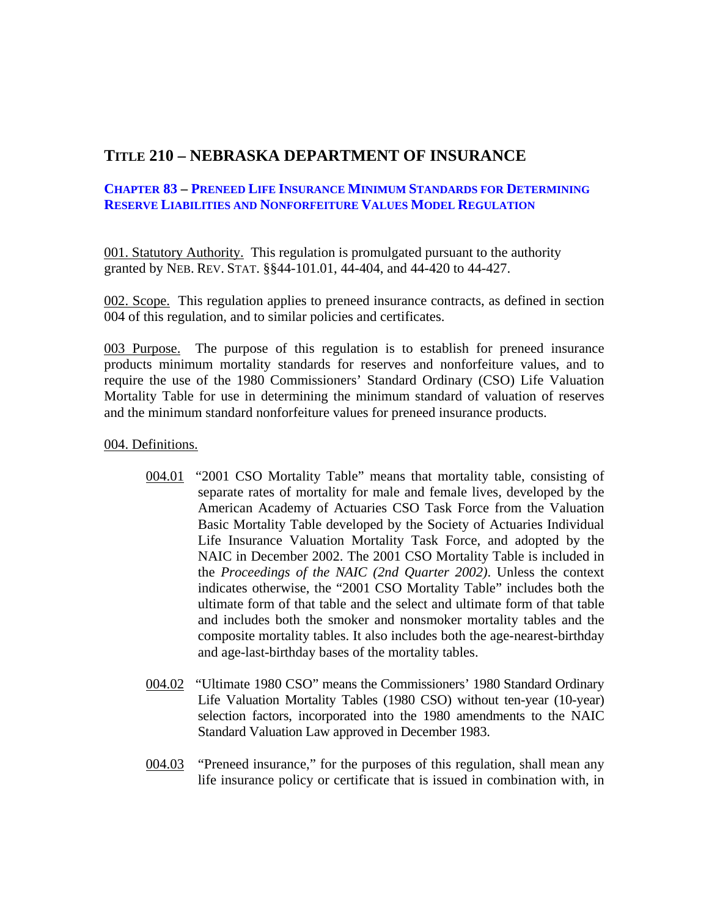# TITLE 210 – NEBRASKA DEPARTMENT OF INSURANCE

## CHAPTER 83 – PRENEED LIFE INSURANCE MINIMUM STANDARDS FOR DETERMINING RESERVE LIABILITIES AND NONFORFEITURE VALUES MODEL REGULATION

001. Statutory Authority. This regulation is promulgated pursuant to the authority granted by NEB. REV. STAT. §§44-101.01, 44-404, and 44-420 to 44-427.

002. Scope. This regulation applies to preneed insurance contracts, as defined in section 004 of this regulation, and to similar policies and certificates.

003 Purpose. The purpose of this regulation is to establish for preneed insurance products minimum mortality standards for reserves and nonforfeiture values, and to require the use of the 1980 Commissioners' Standard Ordinary (CSO) Life Valuation Mortality Table for use in determining the minimum standard of valuation of reserves and the minimum standard nonforfeiture values for preneed insurance products.

004. Definitions.

004.01 "2001 CSO Mortality Table" means that mortality table, consisting of separate rates of mortality for male and female lives, developed by the American Academy of Actuaries CSO Task Force from the Valuation Basic Mortality Table developed by the Society of Actuaries Individual Life Insurance Valuation Mortality Task Force, and adopted by the NAIC in December 2002. The 2001 CSO Mortality Table is included in the *Proceedings of the NAIC (2nd Quarter 2002)*. Unless the context indicates otherwise, the "2001 CSO Mortality Table" includes both the ultimate form of that table and the select and ultimate form of that table and includes both the smoker and nonsmoker mortality tables and the composite mortality tables. It also includes both the age-nearest-birthday and age-last-birthday bases of the mortality tables.

004.02 "Ultimate 1980 CSO" means the Commissioners' 1980 Standard Ordinary Life Valuation Mortality Tables (1980 CSO) without ten-year (10-year) selection factors, incorporated into the 1980 amendments to the NAIC Standard Valuation Law approved in December 1983.

004.03 "Preneed insurance," for the purposes of this regulation, shall mean any life insurance policy or certificate that is issued in combination with, in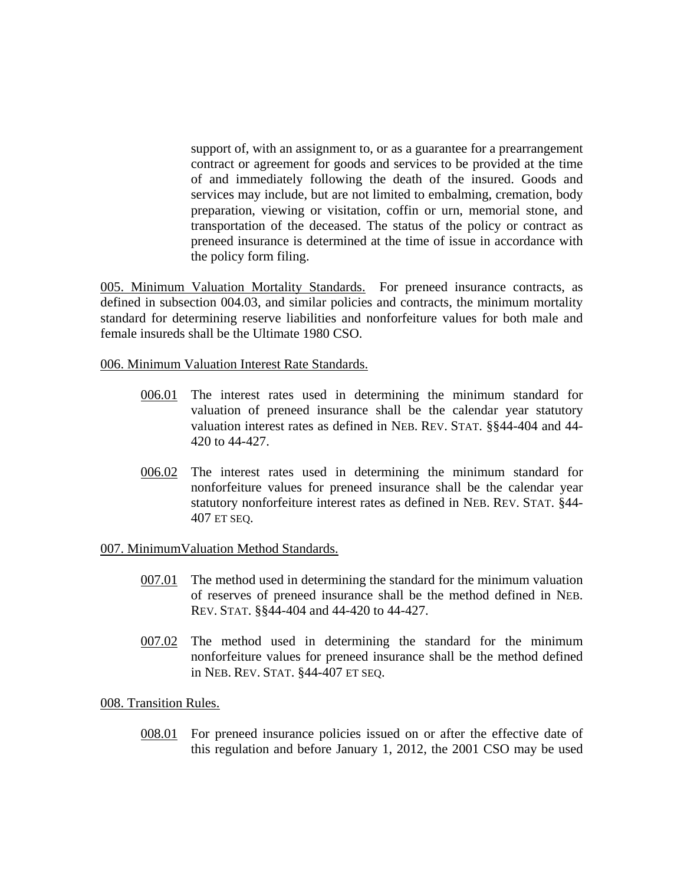support of, with an assignment to, or as a guarantee for a prearrangement contract or agreement for goods and services to be provided at the time of and immediately following the death of the insured. Goods and services may include, but are not limited to embalming, cremation, body preparation, viewing or visitation, coffin or urn, memorial stone, and transportation of the deceased. The status of the policy or contract as preneed insurance is determined at the time of issue in accordance with the policy form filing.

005. Minimum Valuation Mortality Standards. For preneed insurance contracts, as defined in subsection 004.03, and similar policies and contracts, the minimum mortality standard for determining reserve liabilities and nonforfeiture values for both male and female insureds shall be the Ultimate 1980 CSO.

006. Minimum Valuation Interest Rate Standards.

006.01 The interest rates used in determining the minimum standard for valuation of preneed insurance shall be the calendar year statutory valuation interest rates as defined in NEB. REV. STAT. §§44-404 and 44-420 to 44-427.

006.02 The interest rates used in determining the minimum standard for nonforfeiture values for preneed insurance shall be the calendar year statutory nonforfeiture interest rates as defined in NEB. REV. STAT. §44-407 ET SEQ.

007. MinimumValuation Method Standards.

007.01 The method used in determining the standard for the minimum valuation of reserves of preneed insurance shall be the method defined in NEB. REV. STAT. §§44-404 and 44-420 to 44-427.

007.02 The method used in determining the standard for the minimum nonforfeiture values for preneed insurance shall be the method defined in NEB. REV. STAT. §44-407 ET SEQ.

008. Transition Rules.

008.01 For preneed insurance policies issued on or after the effective date of this regulation and before January 1, 2012, the 2001 CSO may be used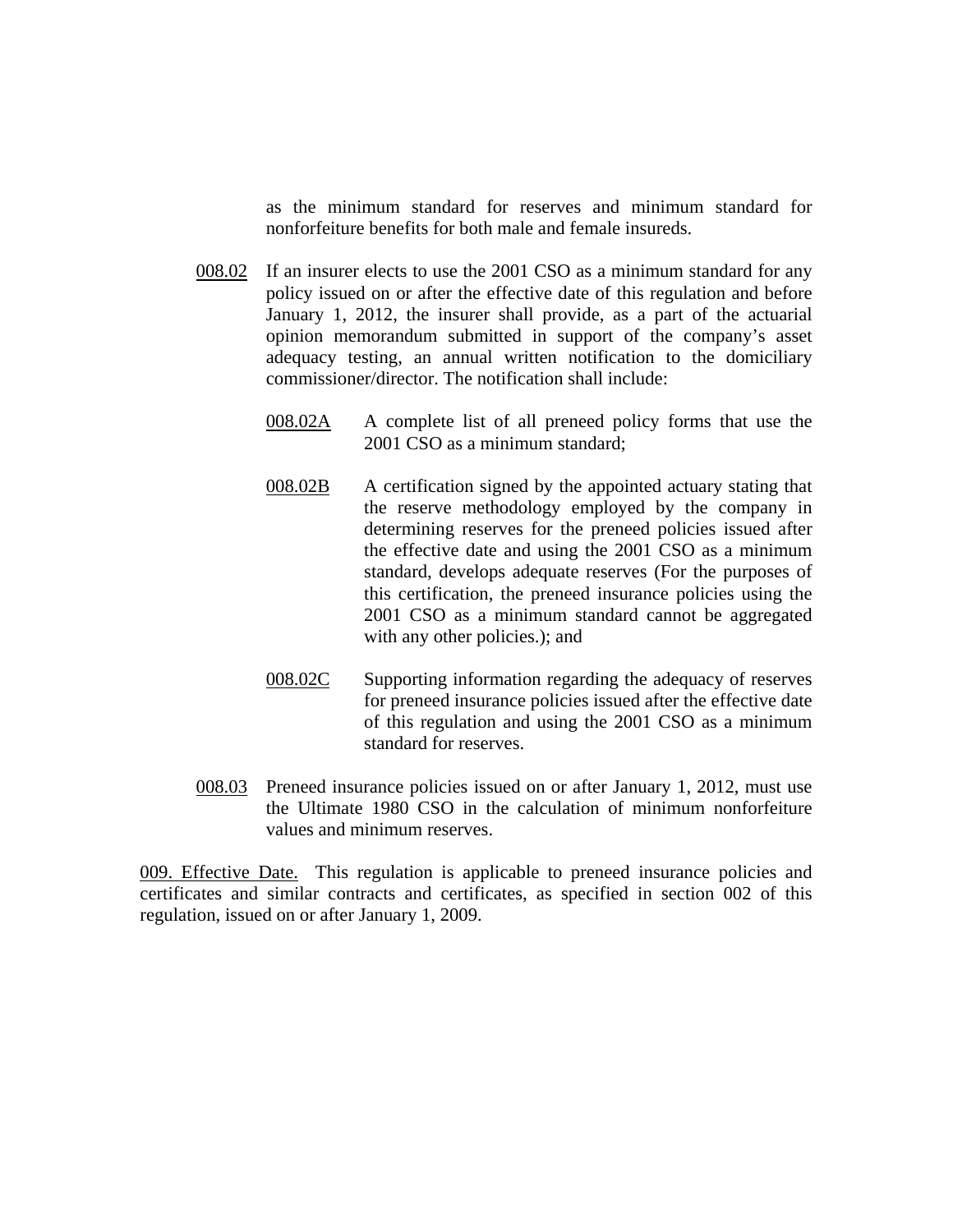as the minimum standard for reserves and minimum standard for nonforfeiture benefits for both male and female insureds.

008.02 If an insurer elects to use the 2001 CSO as a minimum standard for any policy issued on or after the effective date of this regulation and before January 1, 2012, the insurer shall provide, as a part of the actuarial opinion memorandum submitted in support of the company's asset adequacy testing, an annual written notification to the domiciliary commissioner/director. The notification shall include:

008.02A A complete list of all preneed policy forms that use the 2001 CSO as a minimum standard;

008.02B A certification signed by the appointed actuary stating that the reserve methodology employed by the company in determining reserves for the preneed policies issued after the effective date and using the 2001 CSO as a minimum standard, develops adequate reserves (For the purposes of this certification, the preneed insurance policies using the 2001 CSO as a minimum standard cannot be aggregated with any other policies.); and

008.02C Supporting information regarding the adequacy of reserves for preneed insurance policies issued after the effective date of this regulation and using the 2001 CSO as a minimum standard for reserves.

008.03 Preneed insurance policies issued on or after January 1, 2012, must use the Ultimate 1980 CSO in the calculation of minimum nonforfeiture values and minimum reserves.

009. Effective Date. This regulation is applicable to preneed insurance policies and certificates and similar contracts and certificates, as specified in section 002 of this regulation, issued on or after January 1, 2009.